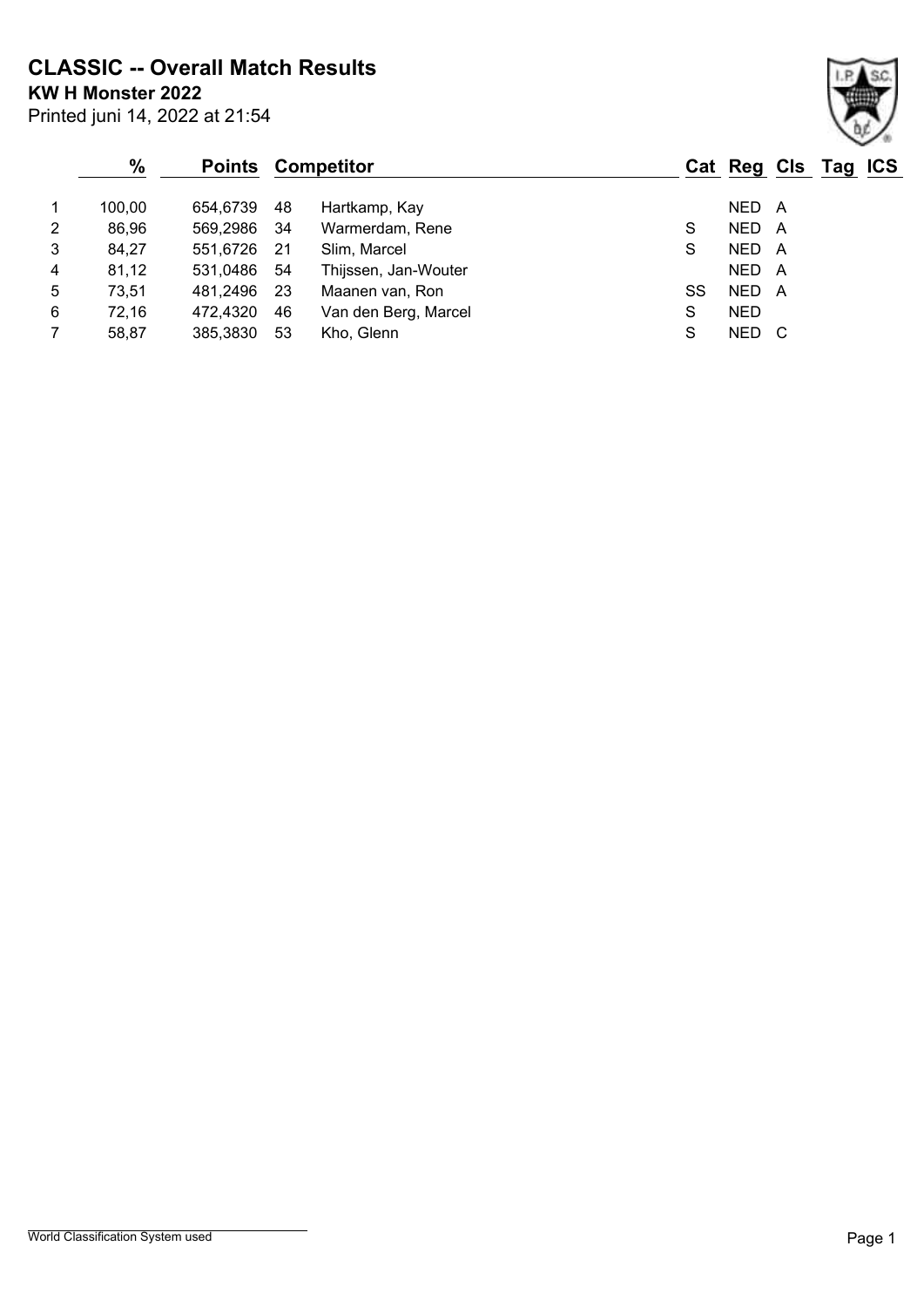# CLASSIC -- Overall Match Results

**KW H Monster 2022**

Printed juni 14, 2022 at 21:54

| | % | Points | Competitor | | Cat | Reg | Cls | Tag | ICS |
|---|---|---|---|---|---|---|---|---|---|
| 1 | 100,00 | 654,6739 | 48 | Hartkamp, Kay | | NED | A | | |
| 2 | 86,96 | 569,2986 | 34 | Warmerdam, Rene | S | NED | A | | |
| 3 | 84,27 | 551,6726 | 21 | Slim, Marcel | S | NED | A | | |
| 4 | 81,12 | 531,0486 | 54 | Thijssen, Jan-Wouter | | NED | A | | |
| 5 | 73,51 | 481,2496 | 23 | Maanen van, Ron | SS | NED | A | | |
| 6 | 72,16 | 472,4320 | 46 | Van den Berg, Marcel | S | NED | | | |
| 7 | 58,87 | 385,3830 | 53 | Kho, Glenn | S | NED | C | | |

World Classification System used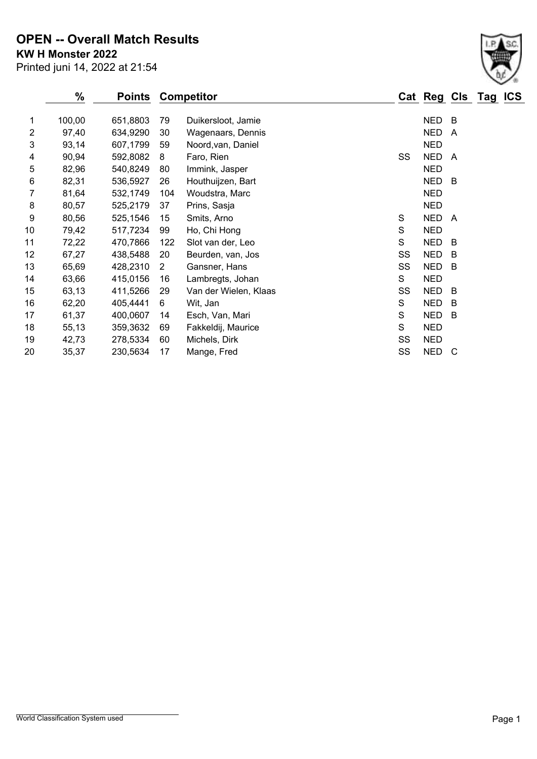# OPEN -- Overall Match Results

**KW H Monster 2022**

Printed juni 14, 2022 at 21:54

| | % | Points | Competitor | | Cat | Reg | Cls | Tag | ICS |
|---|---|---|---|---|---|---|---|---|---|
| 1 | 100,00 | 651,8803 | 79 | Duikersloot, Jamie | | NED | B | | |
| 2 | 97,40 | 634,9290 | 30 | Wagenaars, Dennis | | NED | A | | |
| 3 | 93,14 | 607,1799 | 59 | Noord,van, Daniel | | NED | | | |
| 4 | 90,94 | 592,8082 | 8 | Faro, Rien | SS | NED | A | | |
| 5 | 82,96 | 540,8249 | 80 | Immink, Jasper | | NED | | | |
| 6 | 82,31 | 536,5927 | 26 | Houthuijzen, Bart | | NED | B | | |
| 7 | 81,64 | 532,1749 | 104 | Woudstra, Marc | | NED | | | |
| 8 | 80,57 | 525,2179 | 37 | Prins, Sasja | | NED | | | |
| 9 | 80,56 | 525,1546 | 15 | Smits, Arno | S | NED | A | | |
| 10 | 79,42 | 517,7234 | 99 | Ho, Chi Hong | S | NED | | | |
| 11 | 72,22 | 470,7866 | 122 | Slot van der, Leo | S | NED | B | | |
| 12 | 67,27 | 438,5488 | 20 | Beurden, van, Jos | SS | NED | B | | |
| 13 | 65,69 | 428,2310 | 2 | Gansner, Hans | SS | NED | B | | |
| 14 | 63,66 | 415,0156 | 16 | Lambregts, Johan | S | NED | | | |
| 15 | 63,13 | 411,5266 | 29 | Van der Wielen, Klaas | SS | NED | B | | |
| 16 | 62,20 | 405,4441 | 6 | Wit, Jan | S | NED | B | | |
| 17 | 61,37 | 400,0607 | 14 | Esch, Van, Mari | S | NED | B | | |
| 18 | 55,13 | 359,3632 | 69 | Fakkeldij, Maurice | S | NED | | | |
| 19 | 42,73 | 278,5334 | 60 | Michels, Dirk | SS | NED | | | |
| 20 | 35,37 | 230,5634 | 17 | Mange, Fred | SS | NED | C | | |

World Classification System used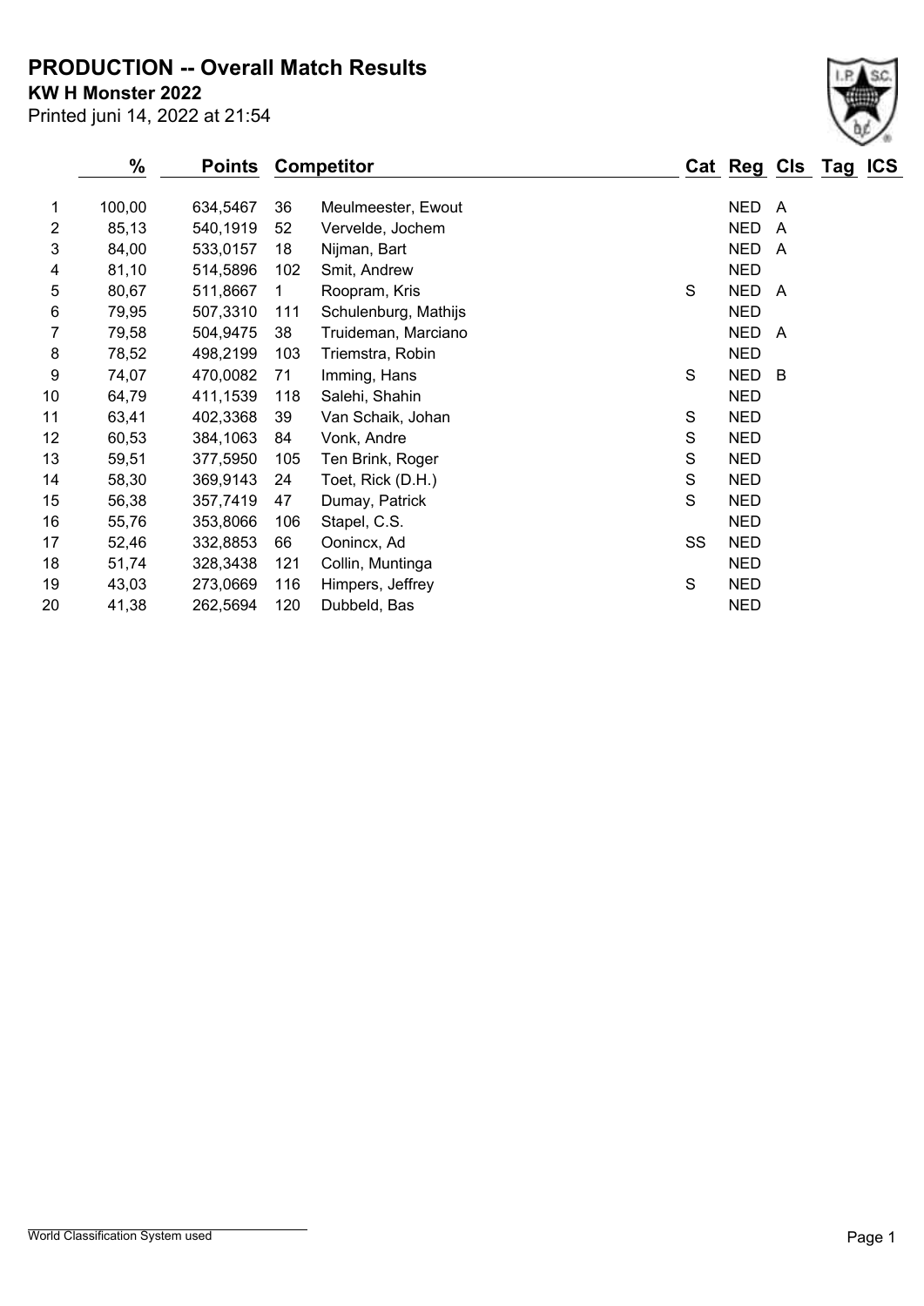# PRODUCTION -- Overall Match Results

**KW H Monster 2022**

Printed juni 14, 2022 at 21:54

| | % | Points | Competitor | | Cat | Reg | Cls | Tag | ICS |
|---|---|---|---|---|---|---|---|---|---|
| 1 | 100,00 | 634,5467 | 36 | Meulmeester, Ewout | | NED | A | | |
| 2 | 85,13 | 540,1919 | 52 | Vervelde, Jochem | | NED | A | | |
| 3 | 84,00 | 533,0157 | 18 | Nijman, Bart | | NED | A | | |
| 4 | 81,10 | 514,5896 | 102 | Smit, Andrew | | NED | | | |
| 5 | 80,67 | 511,8667 | 1 | Roopram, Kris | S | NED | A | | |
| 6 | 79,95 | 507,3310 | 111 | Schulenburg, Mathijs | | NED | | | |
| 7 | 79,58 | 504,9475 | 38 | Truideman, Marciano | | NED | A | | |
| 8 | 78,52 | 498,2199 | 103 | Triemstra, Robin | | NED | | | |
| 9 | 74,07 | 470,0082 | 71 | Imming, Hans | S | NED | B | | |
| 10 | 64,79 | 411,1539 | 118 | Salehi, Shahin | | NED | | | |
| 11 | 63,41 | 402,3368 | 39 | Van Schaik, Johan | S | NED | | | |
| 12 | 60,53 | 384,1063 | 84 | Vonk, Andre | S | NED | | | |
| 13 | 59,51 | 377,5950 | 105 | Ten Brink, Roger | S | NED | | | |
| 14 | 58,30 | 369,9143 | 24 | Toet, Rick (D.H.) | S | NED | | | |
| 15 | 56,38 | 357,7419 | 47 | Dumay, Patrick | S | NED | | | |
| 16 | 55,76 | 353,8066 | 106 | Stapel, C.S. | | NED | | | |
| 17 | 52,46 | 332,8853 | 66 | Oonincx, Ad | SS | NED | | | |
| 18 | 51,74 | 328,3438 | 121 | Collin, Muntinga | | NED | | | |
| 19 | 43,03 | 273,0669 | 116 | Himpers, Jeffrey | S | NED | | | |
| 20 | 41,38 | 262,5694 | 120 | Dubbeld, Bas | | NED | | | |

World Classification System used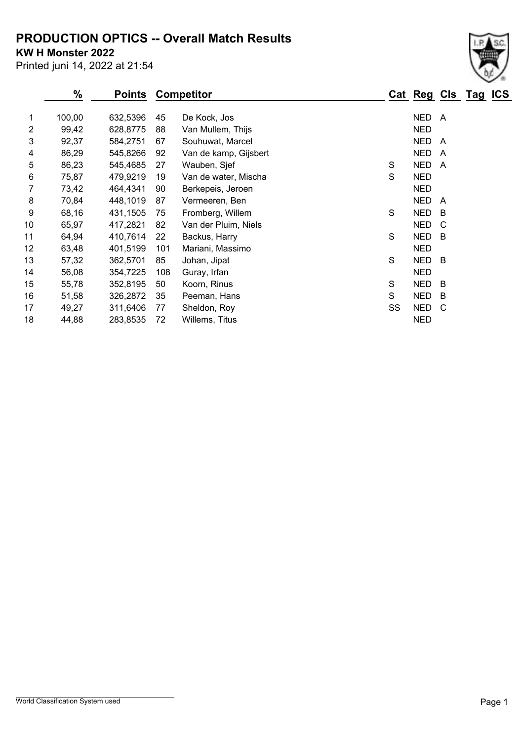# PRODUCTION OPTICS -- Overall Match Results

**KW H Monster 2022**

Printed juni 14, 2022 at 21:54

| | % | Points | Competitor | | Cat | Reg | Cls | Tag | ICS |
|---|---|---|---|---|---|---|---|---|---|
| 1 | 100,00 | 632,5396 | 45 | De Kock, Jos | | NED | A | | |
| 2 | 99,42 | 628,8775 | 88 | Van Mullem, Thijs | | NED | | | |
| 3 | 92,37 | 584,2751 | 67 | Souhuwat, Marcel | | NED | A | | |
| 4 | 86,29 | 545,8266 | 92 | Van de kamp, Gijsbert | | NED | A | | |
| 5 | 86,23 | 545,4685 | 27 | Wauben, Sjef | S | NED | A | | |
| 6 | 75,87 | 479,9219 | 19 | Van de water, Mischa | S | NED | | | |
| 7 | 73,42 | 464,4341 | 90 | Berkepeis, Jeroen | | NED | | | |
| 8 | 70,84 | 448,1019 | 87 | Vermeeren, Ben | | NED | A | | |
| 9 | 68,16 | 431,1505 | 75 | Fromberg, Willem | S | NED | B | | |
| 10 | 65,97 | 417,2821 | 82 | Van der Pluim, Niels | | NED | C | | |
| 11 | 64,94 | 410,7614 | 22 | Backus, Harry | S | NED | B | | |
| 12 | 63,48 | 401,5199 | 101 | Mariani, Massimo | | NED | | | |
| 13 | 57,32 | 362,5701 | 85 | Johan, Jipat | S | NED | B | | |
| 14 | 56,08 | 354,7225 | 108 | Guray, Irfan | | NED | | | |
| 15 | 55,78 | 352,8195 | 50 | Koorn, Rinus | S | NED | B | | |
| 16 | 51,58 | 326,2872 | 35 | Peeman, Hans | S | NED | B | | |
| 17 | 49,27 | 311,6406 | 77 | Sheldon, Roy | SS | NED | C | | |
| 18 | 44,88 | 283,8535 | 72 | Willems, Titus | | NED | | | |

World Classification System used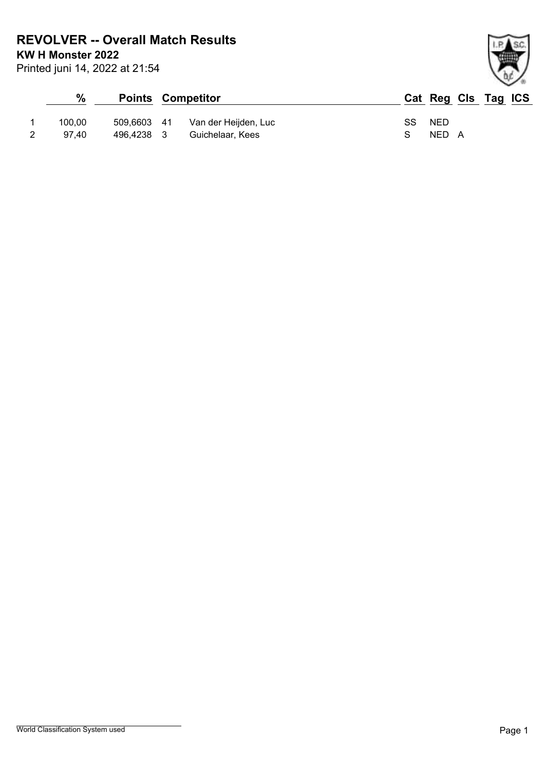# REVOLVER -- Overall Match Results

**KW H Monster 2022**

Printed juni 14, 2022 at 21:54

| | % | Points | | Competitor | Cat | Reg | Cls | Tag | ICS |
|---|---|---|---|---|---|---|---|---|---|
| 1 | 100,00 | 509,6603 | 41 | Van der Heijden, Luc | SS | NED | | | |
| 2 | 97,40 | 496,4238 | 3 | Guichelaar, Kees | S | NED | A | | |

World Classification System used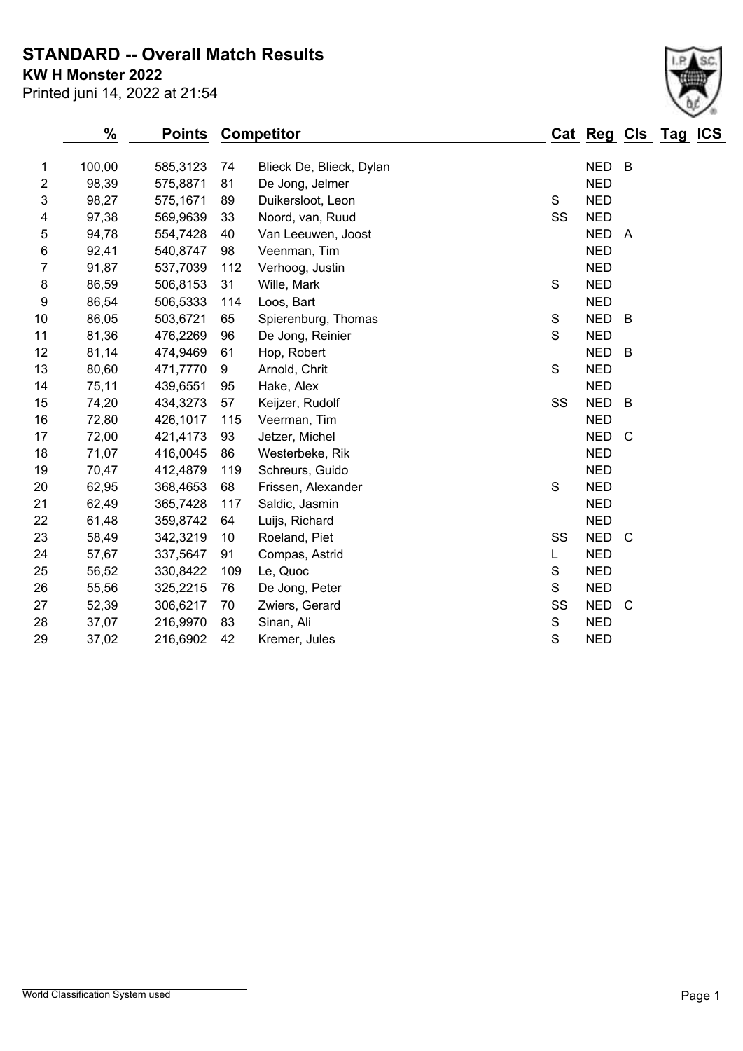# STANDARD -- Overall Match Results

**KW H Monster 2022**

Printed juni 14, 2022 at 21:54

| | % | Points | Competitor | | Cat | Reg | Cls | Tag | ICS |
|---|---|---|---|---|---|---|---|---|---|
| 1 | 100,00 | 585,3123 | 74 | Blieck De, Blieck, Dylan | | NED | B | | |
| 2 | 98,39 | 575,8871 | 81 | De Jong, Jelmer | | NED | | | |
| 3 | 98,27 | 575,1671 | 89 | Duikersloot, Leon | S | NED | | | |
| 4 | 97,38 | 569,9639 | 33 | Noord, van, Ruud | SS | NED | | | |
| 5 | 94,78 | 554,7428 | 40 | Van Leeuwen, Joost | | NED | A | | |
| 6 | 92,41 | 540,8747 | 98 | Veenman, Tim | | NED | | | |
| 7 | 91,87 | 537,7039 | 112 | Verhoog, Justin | | NED | | | |
| 8 | 86,59 | 506,8153 | 31 | Wille, Mark | S | NED | | | |
| 9 | 86,54 | 506,5333 | 114 | Loos, Bart | | NED | | | |
| 10 | 86,05 | 503,6721 | 65 | Spierenburg, Thomas | S | NED | B | | |
| 11 | 81,36 | 476,2269 | 96 | De Jong, Reinier | S | NED | | | |
| 12 | 81,14 | 474,9469 | 61 | Hop, Robert | | NED | B | | |
| 13 | 80,60 | 471,7770 | 9 | Arnold, Chrit | S | NED | | | |
| 14 | 75,11 | 439,6551 | 95 | Hake, Alex | | NED | | | |
| 15 | 74,20 | 434,3273 | 57 | Keijzer, Rudolf | SS | NED | B | | |
| 16 | 72,80 | 426,1017 | 115 | Veerman, Tim | | NED | | | |
| 17 | 72,00 | 421,4173 | 93 | Jetzer, Michel | | NED | C | | |
| 18 | 71,07 | 416,0045 | 86 | Westerbeke, Rik | | NED | | | |
| 19 | 70,47 | 412,4879 | 119 | Schreurs, Guido | | NED | | | |
| 20 | 62,95 | 368,4653 | 68 | Frissen, Alexander | S | NED | | | |
| 21 | 62,49 | 365,7428 | 117 | Saldic, Jasmin | | NED | | | |
| 22 | 61,48 | 359,8742 | 64 | Luijs, Richard | | NED | | | |
| 23 | 58,49 | 342,3219 | 10 | Roeland, Piet | SS | NED | C | | |
| 24 | 57,67 | 337,5647 | 91 | Compas, Astrid | L | NED | | | |
| 25 | 56,52 | 330,8422 | 109 | Le, Quoc | S | NED | | | |
| 26 | 55,56 | 325,2215 | 76 | De Jong, Peter | S | NED | | | |
| 27 | 52,39 | 306,6217 | 70 | Zwiers, Gerard | SS | NED | C | | |
| 28 | 37,07 | 216,9970 | 83 | Sinan, Ali | S | NED | | | |
| 29 | 37,02 | 216,6902 | 42 | Kremer, Jules | S | NED | | | |

World Classification System used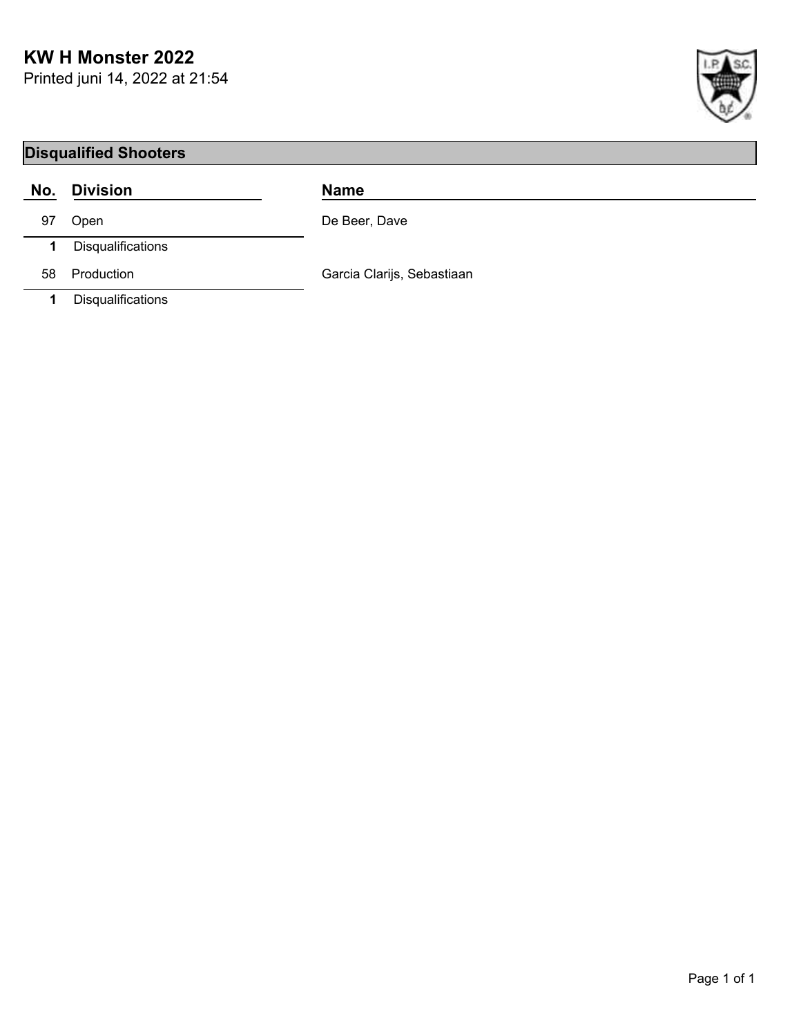# KW H Monster 2022

Printed juni 14, 2022 at 21:54

## Disqualified Shooters

| No. | Division | Name |
|---|---|---|
| 97 | Open | De Beer, Dave |
| **1** | Disqualifications | |
| 58 | Production | Garcia Clarijs, Sebastiaan |
| **1** | Disqualifications | |